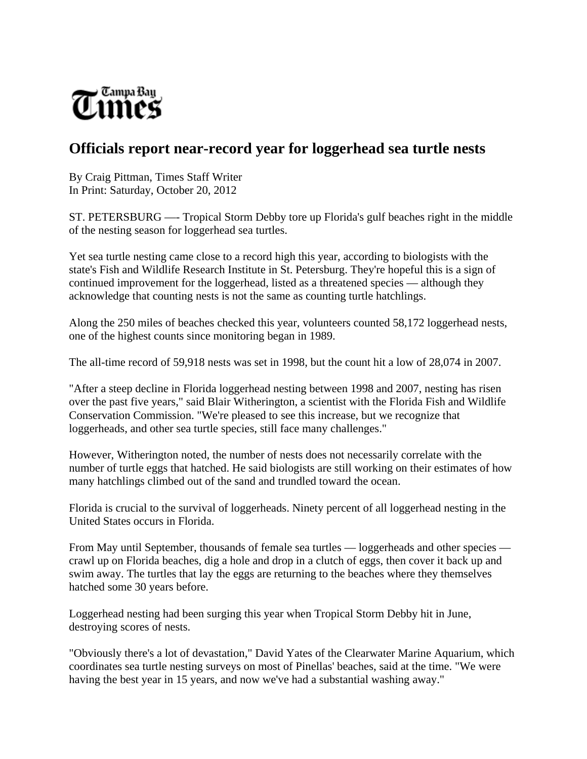Tampa Bay Times

# Officials report near-record year for loggerhead sea turtle nests

By Craig Pittman, Times Staff Writer
In Print: Saturday, October 20, 2012

ST. PETERSBURG —- Tropical Storm Debby tore up Florida's gulf beaches right in the middle of the nesting season for loggerhead sea turtles.

Yet sea turtle nesting came close to a record high this year, according to biologists with the state's Fish and Wildlife Research Institute in St. Petersburg. They're hopeful this is a sign of continued improvement for the loggerhead, listed as a threatened species — although they acknowledge that counting nests is not the same as counting turtle hatchlings.

Along the 250 miles of beaches checked this year, volunteers counted 58,172 loggerhead nests, one of the highest counts since monitoring began in 1989.

The all-time record of 59,918 nests was set in 1998, but the count hit a low of 28,074 in 2007.

"After a steep decline in Florida loggerhead nesting between 1998 and 2007, nesting has risen over the past five years," said Blair Witherington, a scientist with the Florida Fish and Wildlife Conservation Commission. "We're pleased to see this increase, but we recognize that loggerheads, and other sea turtle species, still face many challenges."

However, Witherington noted, the number of nests does not necessarily correlate with the number of turtle eggs that hatched. He said biologists are still working on their estimates of how many hatchlings climbed out of the sand and trundled toward the ocean.

Florida is crucial to the survival of loggerheads. Ninety percent of all loggerhead nesting in the United States occurs in Florida.

From May until September, thousands of female sea turtles — loggerheads and other species — crawl up on Florida beaches, dig a hole and drop in a clutch of eggs, then cover it back up and swim away. The turtles that lay the eggs are returning to the beaches where they themselves hatched some 30 years before.

Loggerhead nesting had been surging this year when Tropical Storm Debby hit in June, destroying scores of nests.

"Obviously there's a lot of devastation," David Yates of the Clearwater Marine Aquarium, which coordinates sea turtle nesting surveys on most of Pinellas' beaches, said at the time. "We were having the best year in 15 years, and now we've had a substantial washing away."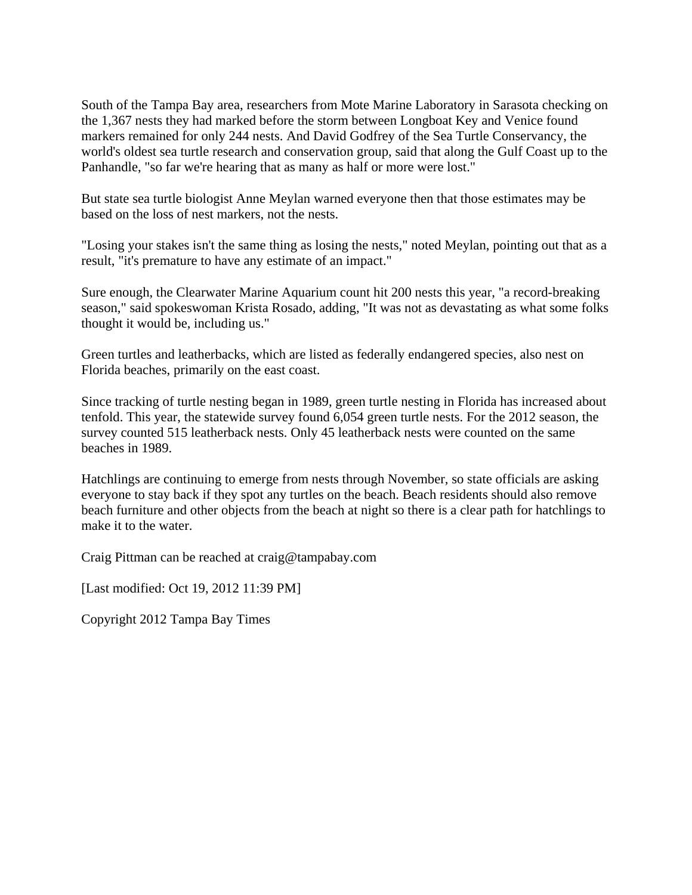South of the Tampa Bay area, researchers from Mote Marine Laboratory in Sarasota checking on the 1,367 nests they had marked before the storm between Longboat Key and Venice found markers remained for only 244 nests. And David Godfrey of the Sea Turtle Conservancy, the world's oldest sea turtle research and conservation group, said that along the Gulf Coast up to the Panhandle, "so far we're hearing that as many as half or more were lost."

But state sea turtle biologist Anne Meylan warned everyone then that those estimates may be based on the loss of nest markers, not the nests.

"Losing your stakes isn't the same thing as losing the nests," noted Meylan, pointing out that as a result, "it's premature to have any estimate of an impact."

Sure enough, the Clearwater Marine Aquarium count hit 200 nests this year, "a record-breaking season," said spokeswoman Krista Rosado, adding, "It was not as devastating as what some folks thought it would be, including us."

Green turtles and leatherbacks, which are listed as federally endangered species, also nest on Florida beaches, primarily on the east coast.

Since tracking of turtle nesting began in 1989, green turtle nesting in Florida has increased about tenfold. This year, the statewide survey found 6,054 green turtle nests. For the 2012 season, the survey counted 515 leatherback nests. Only 45 leatherback nests were counted on the same beaches in 1989.

Hatchlings are continuing to emerge from nests through November, so state officials are asking everyone to stay back if they spot any turtles on the beach. Beach residents should also remove beach furniture and other objects from the beach at night so there is a clear path for hatchlings to make it to the water.

Craig Pittman can be reached at craig@tampabay.com

[Last modified: Oct 19, 2012 11:39 PM]

Copyright 2012 Tampa Bay Times